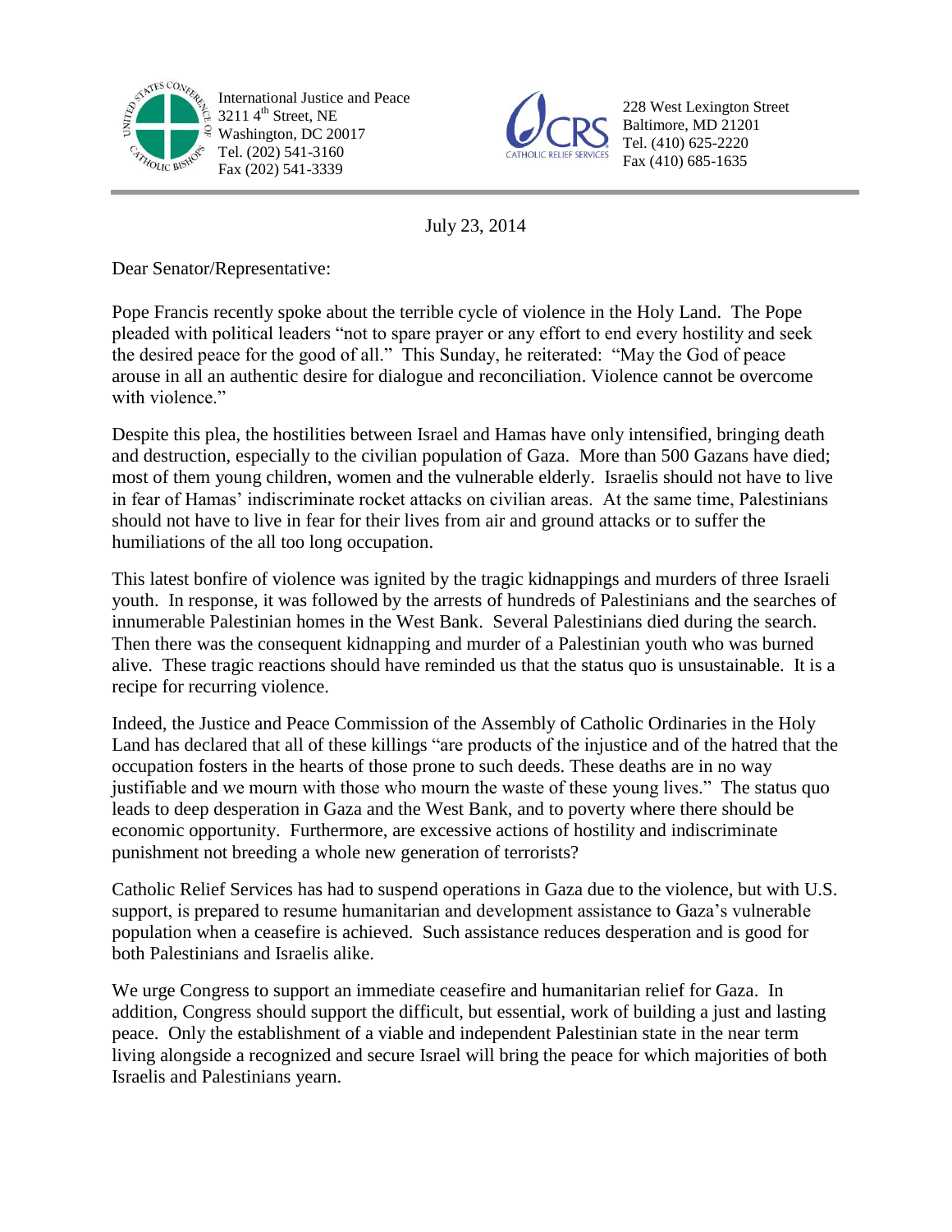International Justice and Peace
3211 4th Street, NE
Washington, DC 20017
Tel. (202) 541-3160
Fax (202) 541-3339

228 West Lexington Street
Baltimore, MD 21201
Tel. (410) 625-2220
Fax (410) 685-1635

July 23, 2014

Dear Senator/Representative:

Pope Francis recently spoke about the terrible cycle of violence in the Holy Land. The Pope pleaded with political leaders "not to spare prayer or any effort to end every hostility and seek the desired peace for the good of all." This Sunday, he reiterated: "May the God of peace arouse in all an authentic desire for dialogue and reconciliation. Violence cannot be overcome with violence."

Despite this plea, the hostilities between Israel and Hamas have only intensified, bringing death and destruction, especially to the civilian population of Gaza. More than 500 Gazans have died; most of them young children, women and the vulnerable elderly. Israelis should not have to live in fear of Hamas' indiscriminate rocket attacks on civilian areas. At the same time, Palestinians should not have to live in fear for their lives from air and ground attacks or to suffer the humiliations of the all too long occupation.

This latest bonfire of violence was ignited by the tragic kidnappings and murders of three Israeli youth. In response, it was followed by the arrests of hundreds of Palestinians and the searches of innumerable Palestinian homes in the West Bank. Several Palestinians died during the search. Then there was the consequent kidnapping and murder of a Palestinian youth who was burned alive. These tragic reactions should have reminded us that the status quo is unsustainable. It is a recipe for recurring violence.

Indeed, the Justice and Peace Commission of the Assembly of Catholic Ordinaries in the Holy Land has declared that all of these killings "are products of the injustice and of the hatred that the occupation fosters in the hearts of those prone to such deeds. These deaths are in no way justifiable and we mourn with those who mourn the waste of these young lives." The status quo leads to deep desperation in Gaza and the West Bank, and to poverty where there should be economic opportunity. Furthermore, are excessive actions of hostility and indiscriminate punishment not breeding a whole new generation of terrorists?

Catholic Relief Services has had to suspend operations in Gaza due to the violence, but with U.S. support, is prepared to resume humanitarian and development assistance to Gaza's vulnerable population when a ceasefire is achieved. Such assistance reduces desperation and is good for both Palestinians and Israelis alike.

We urge Congress to support an immediate ceasefire and humanitarian relief for Gaza. In addition, Congress should support the difficult, but essential, work of building a just and lasting peace. Only the establishment of a viable and independent Palestinian state in the near term living alongside a recognized and secure Israel will bring the peace for which majorities of both Israelis and Palestinians yearn.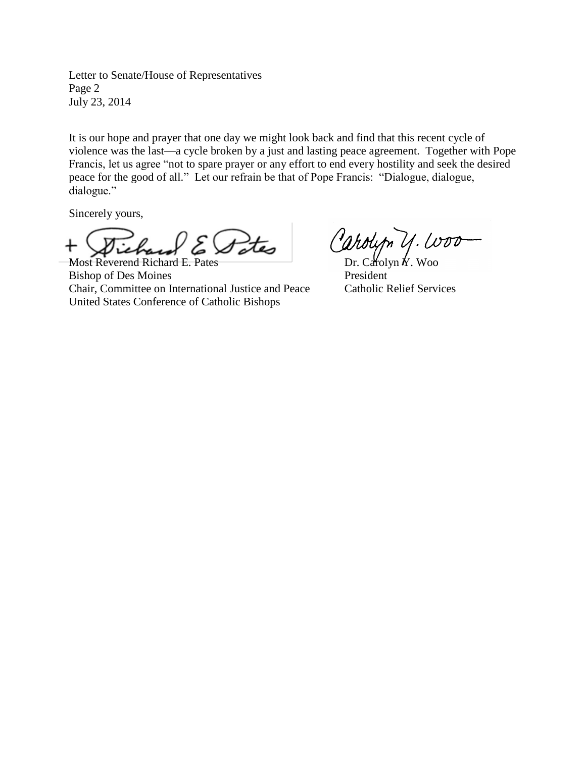It is our hope and prayer that one day we might look back and find that this recent cycle of violence was the last—a cycle broken by a just and lasting peace agreement. Together with Pope Francis, let us agree "not to spare prayer or any effort to end every hostility and seek the desired peace for the good of all." Let our refrain be that of Pope Francis: "Dialogue, dialogue, dialogue."

Sincerely yours,

Most Reverend Richard E. Pates
Bishop of Des Moines
Chair, Committee on International Justice and Peace
United States Conference of Catholic Bishops

Dr. Carolyn Y. Woo
President
Catholic Relief Services